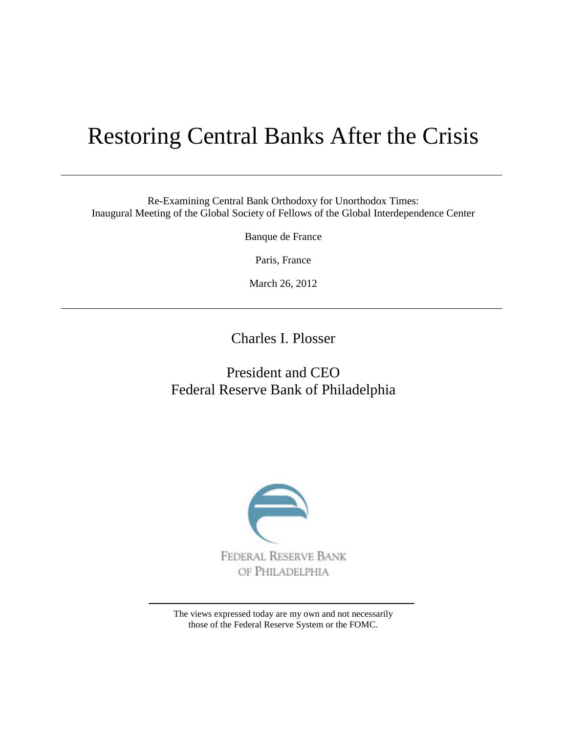# Restoring Central Banks After the Crisis

---

Re-Examining Central Bank Orthodoxy for Unorthodox Times:
Inaugural Meeting of the Global Society of Fellows of the Global Interdependence Center

Banque de France

Paris, France

March 26, 2012

---

Charles I. Plosser

President and CEO
Federal Reserve Bank of Philadelphia

FEDERAL RESERVE BANK
OF PHILADELPHIA

---

The views expressed today are my own and not necessarily those of the Federal Reserve System or the FOMC.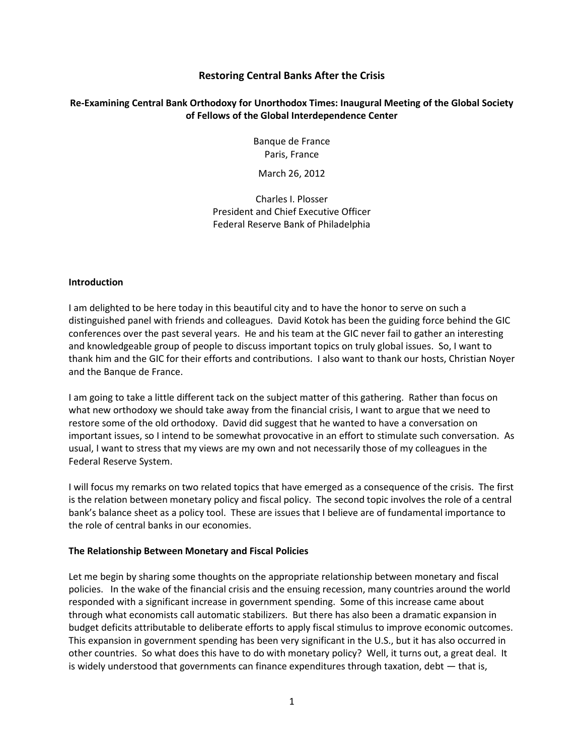# Restoring Central Banks After the Crisis

**Re-Examining Central Bank Orthodoxy for Unorthodox Times: Inaugural Meeting of the Global Society of Fellows of the Global Interdependence Center**

Banque de France
Paris, France

March 26, 2012

Charles I. Plosser
President and Chief Executive Officer
Federal Reserve Bank of Philadelphia

## Introduction

I am delighted to be here today in this beautiful city and to have the honor to serve on such a distinguished panel with friends and colleagues. David Kotok has been the guiding force behind the GIC conferences over the past several years. He and his team at the GIC never fail to gather an interesting and knowledgeable group of people to discuss important topics on truly global issues. So, I want to thank him and the GIC for their efforts and contributions. I also want to thank our hosts, Christian Noyer and the Banque de France.

I am going to take a little different tack on the subject matter of this gathering. Rather than focus on what new orthodoxy we should take away from the financial crisis, I want to argue that we need to restore some of the old orthodoxy. David did suggest that he wanted to have a conversation on important issues, so I intend to be somewhat provocative in an effort to stimulate such conversation. As usual, I want to stress that my views are my own and not necessarily those of my colleagues in the Federal Reserve System.

I will focus my remarks on two related topics that have emerged as a consequence of the crisis. The first is the relation between monetary policy and fiscal policy. The second topic involves the role of a central bank's balance sheet as a policy tool. These are issues that I believe are of fundamental importance to the role of central banks in our economies.

## The Relationship Between Monetary and Fiscal Policies

Let me begin by sharing some thoughts on the appropriate relationship between monetary and fiscal policies. In the wake of the financial crisis and the ensuing recession, many countries around the world responded with a significant increase in government spending. Some of this increase came about through what economists call automatic stabilizers. But there has also been a dramatic expansion in budget deficits attributable to deliberate efforts to apply fiscal stimulus to improve economic outcomes. This expansion in government spending has been very significant in the U.S., but it has also occurred in other countries. So what does this have to do with monetary policy? Well, it turns out, a great deal. It is widely understood that governments can finance expenditures through taxation, debt — that is,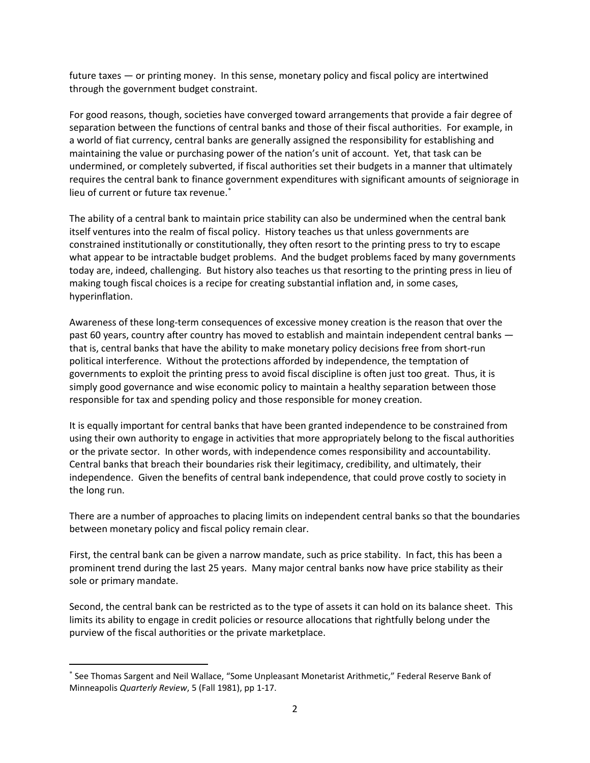future taxes — or printing money. In this sense, monetary policy and fiscal policy are intertwined through the government budget constraint.

For good reasons, though, societies have converged toward arrangements that provide a fair degree of separation between the functions of central banks and those of their fiscal authorities. For example, in a world of fiat currency, central banks are generally assigned the responsibility for establishing and maintaining the value or purchasing power of the nation's unit of account. Yet, that task can be undermined, or completely subverted, if fiscal authorities set their budgets in a manner that ultimately requires the central bank to finance government expenditures with significant amounts of seigniorage in lieu of current or future tax revenue.[*]

The ability of a central bank to maintain price stability can also be undermined when the central bank itself ventures into the realm of fiscal policy. History teaches us that unless governments are constrained institutionally or constitutionally, they often resort to the printing press to try to escape what appear to be intractable budget problems. And the budget problems faced by many governments today are, indeed, challenging. But history also teaches us that resorting to the printing press in lieu of making tough fiscal choices is a recipe for creating substantial inflation and, in some cases, hyperinflation.

Awareness of these long-term consequences of excessive money creation is the reason that over the past 60 years, country after country has moved to establish and maintain independent central banks — that is, central banks that have the ability to make monetary policy decisions free from short-run political interference. Without the protections afforded by independence, the temptation of governments to exploit the printing press to avoid fiscal discipline is often just too great. Thus, it is simply good governance and wise economic policy to maintain a healthy separation between those responsible for tax and spending policy and those responsible for money creation.

It is equally important for central banks that have been granted independence to be constrained from using their own authority to engage in activities that more appropriately belong to the fiscal authorities or the private sector. In other words, with independence comes responsibility and accountability. Central banks that breach their boundaries risk their legitimacy, credibility, and ultimately, their independence. Given the benefits of central bank independence, that could prove costly to society in the long run.

There are a number of approaches to placing limits on independent central banks so that the boundaries between monetary policy and fiscal policy remain clear.

First, the central bank can be given a narrow mandate, such as price stability. In fact, this has been a prominent trend during the last 25 years. Many major central banks now have price stability as their sole or primary mandate.

Second, the central bank can be restricted as to the type of assets it can hold on its balance sheet. This limits its ability to engage in credit policies or resource allocations that rightfully belong under the purview of the fiscal authorities or the private marketplace.

---

[*] See Thomas Sargent and Neil Wallace, "Some Unpleasant Monetarist Arithmetic," Federal Reserve Bank of Minneapolis *Quarterly Review*, 5 (Fall 1981), pp 1-17.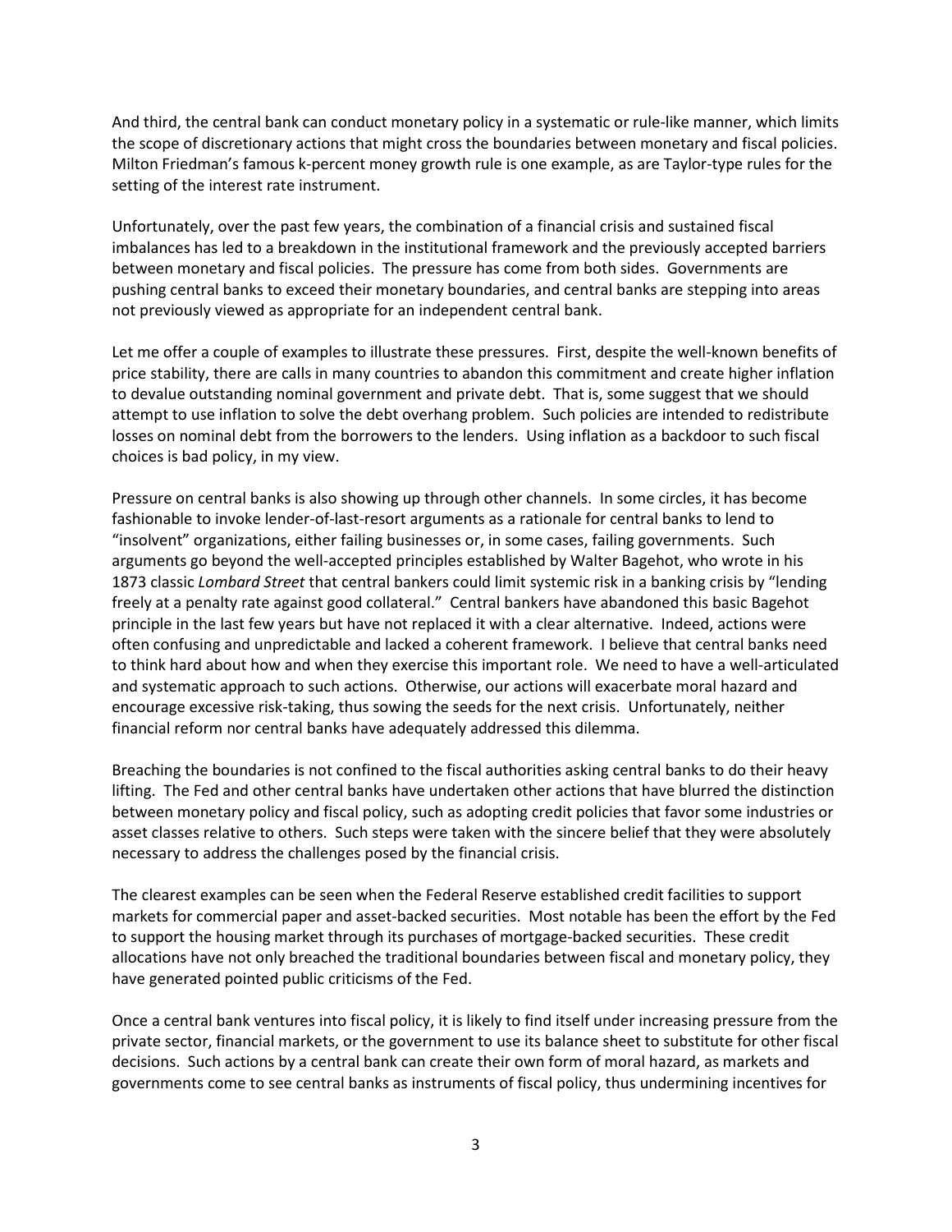And third, the central bank can conduct monetary policy in a systematic or rule-like manner, which limits the scope of discretionary actions that might cross the boundaries between monetary and fiscal policies. Milton Friedman's famous k-percent money growth rule is one example, as are Taylor-type rules for the setting of the interest rate instrument.

Unfortunately, over the past few years, the combination of a financial crisis and sustained fiscal imbalances has led to a breakdown in the institutional framework and the previously accepted barriers between monetary and fiscal policies. The pressure has come from both sides. Governments are pushing central banks to exceed their monetary boundaries, and central banks are stepping into areas not previously viewed as appropriate for an independent central bank.

Let me offer a couple of examples to illustrate these pressures. First, despite the well-known benefits of price stability, there are calls in many countries to abandon this commitment and create higher inflation to devalue outstanding nominal government and private debt. That is, some suggest that we should attempt to use inflation to solve the debt overhang problem. Such policies are intended to redistribute losses on nominal debt from the borrowers to the lenders. Using inflation as a backdoor to such fiscal choices is bad policy, in my view.

Pressure on central banks is also showing up through other channels. In some circles, it has become fashionable to invoke lender-of-last-resort arguments as a rationale for central banks to lend to "insolvent" organizations, either failing businesses or, in some cases, failing governments. Such arguments go beyond the well-accepted principles established by Walter Bagehot, who wrote in his 1873 classic *Lombard Street* that central bankers could limit systemic risk in a banking crisis by "lending freely at a penalty rate against good collateral." Central bankers have abandoned this basic Bagehot principle in the last few years but have not replaced it with a clear alternative. Indeed, actions were often confusing and unpredictable and lacked a coherent framework. I believe that central banks need to think hard about how and when they exercise this important role. We need to have a well-articulated and systematic approach to such actions. Otherwise, our actions will exacerbate moral hazard and encourage excessive risk-taking, thus sowing the seeds for the next crisis. Unfortunately, neither financial reform nor central banks have adequately addressed this dilemma.

Breaching the boundaries is not confined to the fiscal authorities asking central banks to do their heavy lifting. The Fed and other central banks have undertaken other actions that have blurred the distinction between monetary policy and fiscal policy, such as adopting credit policies that favor some industries or asset classes relative to others. Such steps were taken with the sincere belief that they were absolutely necessary to address the challenges posed by the financial crisis.

The clearest examples can be seen when the Federal Reserve established credit facilities to support markets for commercial paper and asset-backed securities. Most notable has been the effort by the Fed to support the housing market through its purchases of mortgage-backed securities. These credit allocations have not only breached the traditional boundaries between fiscal and monetary policy, they have generated pointed public criticisms of the Fed.

Once a central bank ventures into fiscal policy, it is likely to find itself under increasing pressure from the private sector, financial markets, or the government to use its balance sheet to substitute for other fiscal decisions. Such actions by a central bank can create their own form of moral hazard, as markets and governments come to see central banks as instruments of fiscal policy, thus undermining incentives for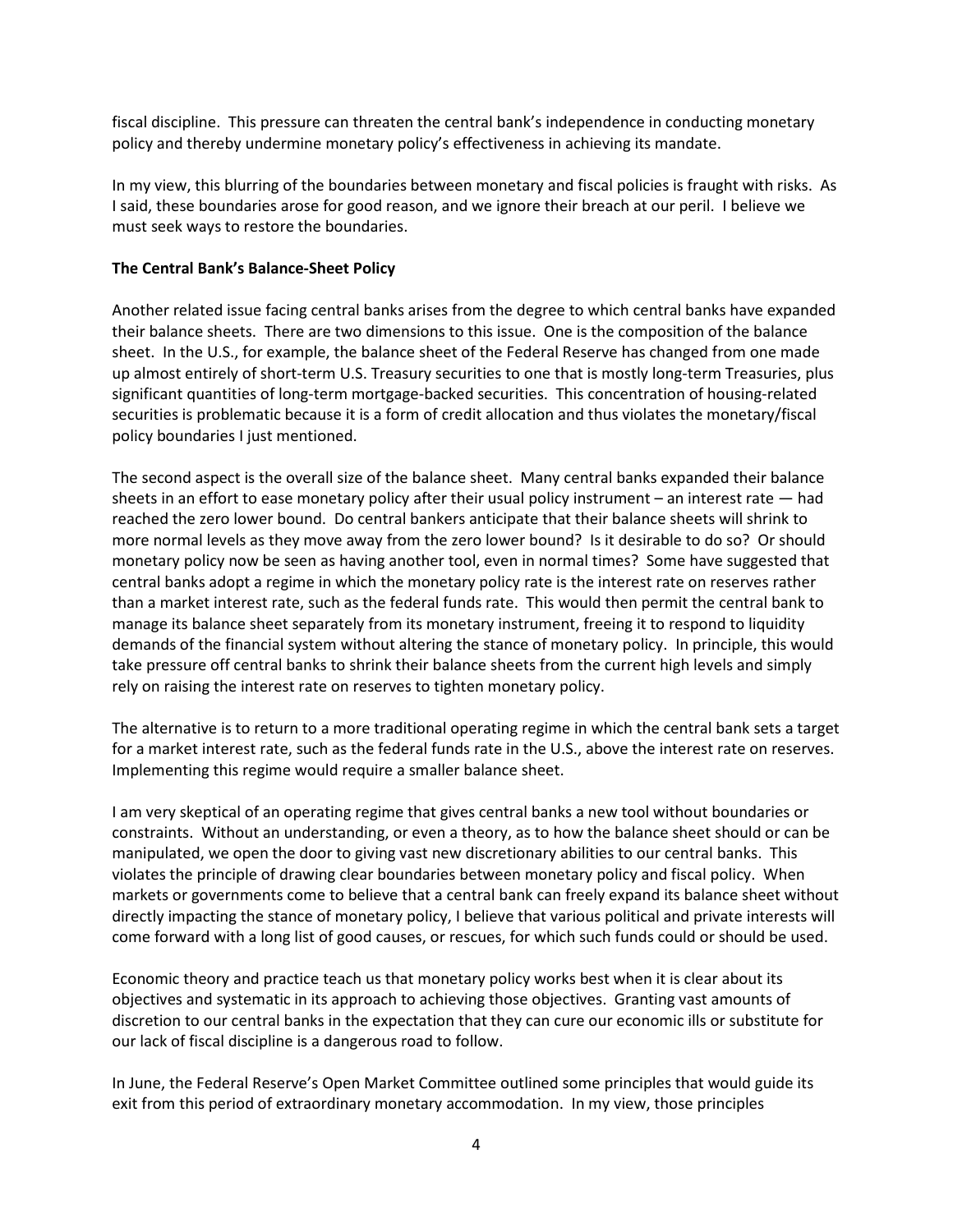fiscal discipline. This pressure can threaten the central bank's independence in conducting monetary policy and thereby undermine monetary policy's effectiveness in achieving its mandate.

In my view, this blurring of the boundaries between monetary and fiscal policies is fraught with risks. As I said, these boundaries arose for good reason, and we ignore their breach at our peril. I believe we must seek ways to restore the boundaries.

**The Central Bank's Balance-Sheet Policy**

Another related issue facing central banks arises from the degree to which central banks have expanded their balance sheets. There are two dimensions to this issue. One is the composition of the balance sheet. In the U.S., for example, the balance sheet of the Federal Reserve has changed from one made up almost entirely of short-term U.S. Treasury securities to one that is mostly long-term Treasuries, plus significant quantities of long-term mortgage-backed securities. This concentration of housing-related securities is problematic because it is a form of credit allocation and thus violates the monetary/fiscal policy boundaries I just mentioned.

The second aspect is the overall size of the balance sheet. Many central banks expanded their balance sheets in an effort to ease monetary policy after their usual policy instrument – an interest rate — had reached the zero lower bound. Do central bankers anticipate that their balance sheets will shrink to more normal levels as they move away from the zero lower bound? Is it desirable to do so? Or should monetary policy now be seen as having another tool, even in normal times? Some have suggested that central banks adopt a regime in which the monetary policy rate is the interest rate on reserves rather than a market interest rate, such as the federal funds rate. This would then permit the central bank to manage its balance sheet separately from its monetary instrument, freeing it to respond to liquidity demands of the financial system without altering the stance of monetary policy. In principle, this would take pressure off central banks to shrink their balance sheets from the current high levels and simply rely on raising the interest rate on reserves to tighten monetary policy.

The alternative is to return to a more traditional operating regime in which the central bank sets a target for a market interest rate, such as the federal funds rate in the U.S., above the interest rate on reserves. Implementing this regime would require a smaller balance sheet.

I am very skeptical of an operating regime that gives central banks a new tool without boundaries or constraints. Without an understanding, or even a theory, as to how the balance sheet should or can be manipulated, we open the door to giving vast new discretionary abilities to our central banks. This violates the principle of drawing clear boundaries between monetary policy and fiscal policy. When markets or governments come to believe that a central bank can freely expand its balance sheet without directly impacting the stance of monetary policy, I believe that various political and private interests will come forward with a long list of good causes, or rescues, for which such funds could or should be used.

Economic theory and practice teach us that monetary policy works best when it is clear about its objectives and systematic in its approach to achieving those objectives. Granting vast amounts of discretion to our central banks in the expectation that they can cure our economic ills or substitute for our lack of fiscal discipline is a dangerous road to follow.

In June, the Federal Reserve's Open Market Committee outlined some principles that would guide its exit from this period of extraordinary monetary accommodation. In my view, those principles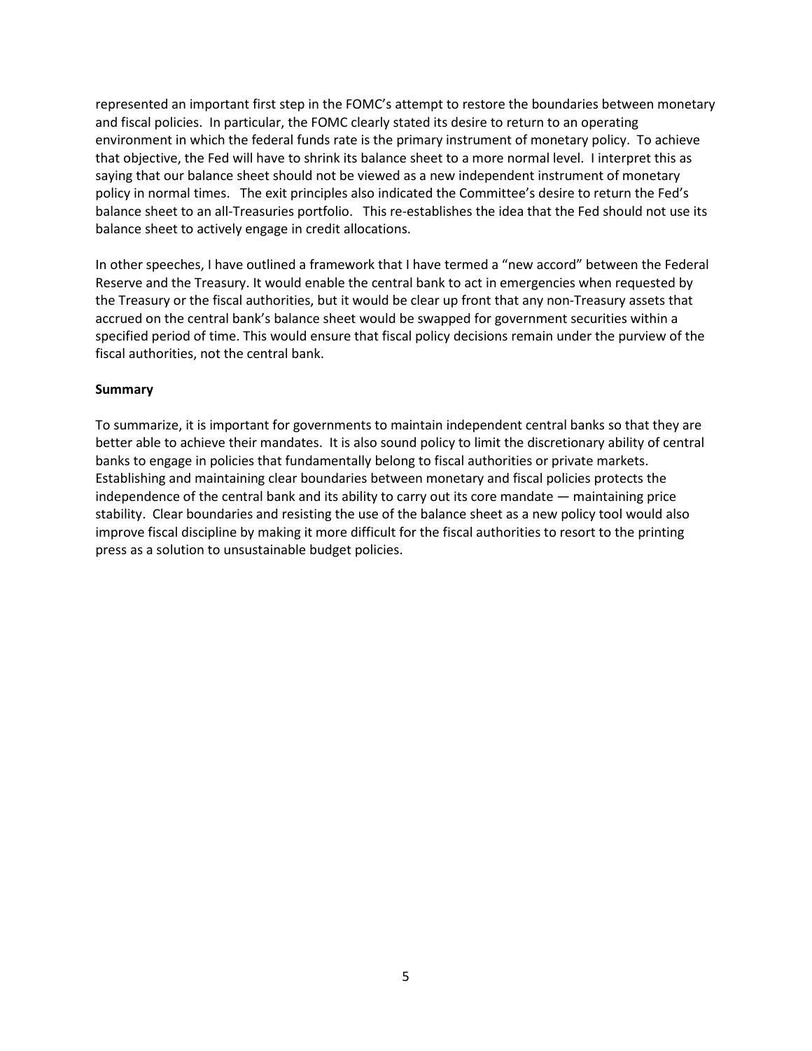represented an important first step in the FOMC's attempt to restore the boundaries between monetary and fiscal policies. In particular, the FOMC clearly stated its desire to return to an operating environment in which the federal funds rate is the primary instrument of monetary policy. To achieve that objective, the Fed will have to shrink its balance sheet to a more normal level. I interpret this as saying that our balance sheet should not be viewed as a new independent instrument of monetary policy in normal times. The exit principles also indicated the Committee's desire to return the Fed's balance sheet to an all-Treasuries portfolio. This re-establishes the idea that the Fed should not use its balance sheet to actively engage in credit allocations.

In other speeches, I have outlined a framework that I have termed a "new accord" between the Federal Reserve and the Treasury. It would enable the central bank to act in emergencies when requested by the Treasury or the fiscal authorities, but it would be clear up front that any non-Treasury assets that accrued on the central bank's balance sheet would be swapped for government securities within a specified period of time. This would ensure that fiscal policy decisions remain under the purview of the fiscal authorities, not the central bank.

**Summary**

To summarize, it is important for governments to maintain independent central banks so that they are better able to achieve their mandates. It is also sound policy to limit the discretionary ability of central banks to engage in policies that fundamentally belong to fiscal authorities or private markets. Establishing and maintaining clear boundaries between monetary and fiscal policies protects the independence of the central bank and its ability to carry out its core mandate — maintaining price stability. Clear boundaries and resisting the use of the balance sheet as a new policy tool would also improve fiscal discipline by making it more difficult for the fiscal authorities to resort to the printing press as a solution to unsustainable budget policies.